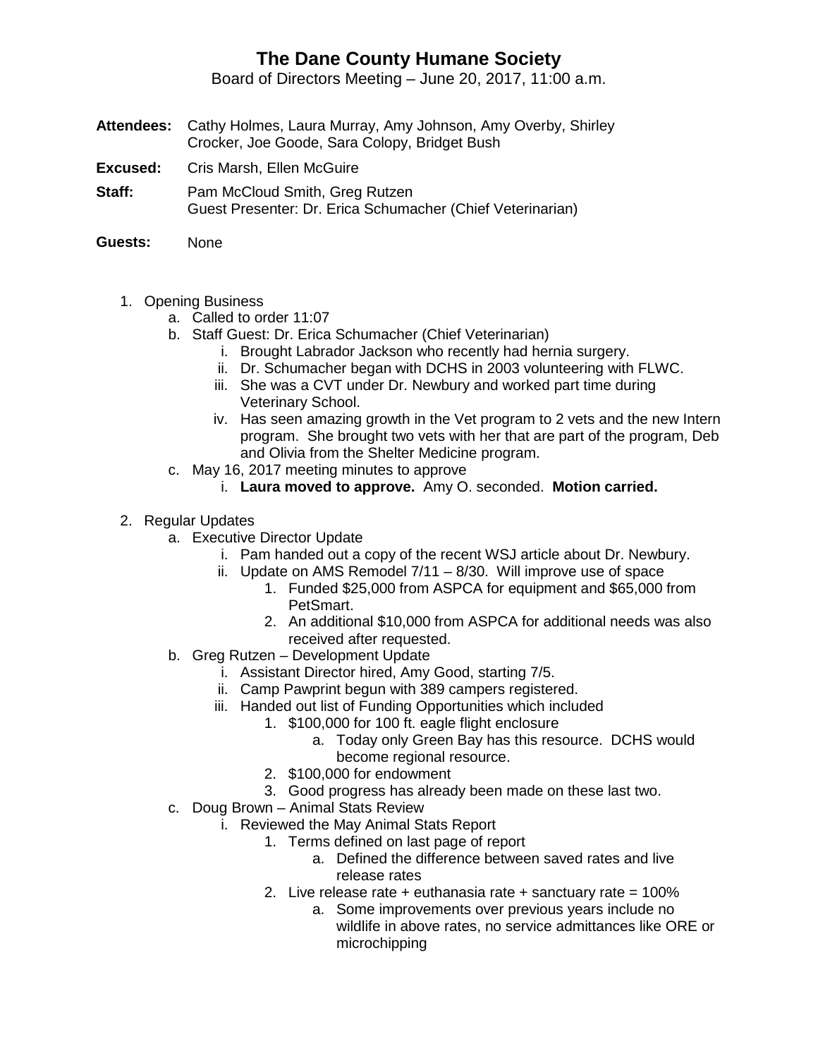# The Dane County Humane Society

Board of Directors Meeting – June 20, 2017, 11:00 a.m.

**Attendees:** Cathy Holmes, Laura Murray, Amy Johnson, Amy Overby, Shirley Crocker, Joe Goode, Sara Colopy, Bridget Bush

**Excused:** Cris Marsh, Ellen McGuire

**Staff:** Pam McCloud Smith, Greg Rutzen
Guest Presenter: Dr. Erica Schumacher (Chief Veterinarian)

**Guests:** None

1. Opening Business
    a. Called to order 11:07
    b. Staff Guest: Dr. Erica Schumacher (Chief Veterinarian)
        i. Brought Labrador Jackson who recently had hernia surgery.
        ii. Dr. Schumacher began with DCHS in 2003 volunteering with FLWC.
        iii. She was a CVT under Dr. Newbury and worked part time during Veterinary School.
        iv. Has seen amazing growth in the Vet program to 2 vets and the new Intern program. She brought two vets with her that are part of the program, Deb and Olivia from the Shelter Medicine program.
    c. May 16, 2017 meeting minutes to approve
        i. **Laura moved to approve.** Amy O. seconded. **Motion carried.**

2. Regular Updates
    a. Executive Director Update
        i. Pam handed out a copy of the recent WSJ article about Dr. Newbury.
        ii. Update on AMS Remodel 7/11 – 8/30. Will improve use of space
            1. Funded $25,000 from ASPCA for equipment and $65,000 from PetSmart.
            2. An additional $10,000 from ASPCA for additional needs was also received after requested.
    b. Greg Rutzen – Development Update
        i. Assistant Director hired, Amy Good, starting 7/5.
        ii. Camp Pawprint begun with 389 campers registered.
        iii. Handed out list of Funding Opportunities which included
            1. $100,000 for 100 ft. eagle flight enclosure
                a. Today only Green Bay has this resource. DCHS would become regional resource.
            2. $100,000 for endowment
            3. Good progress has already been made on these last two.
    c. Doug Brown – Animal Stats Review
        i. Reviewed the May Animal Stats Report
            1. Terms defined on last page of report
                a. Defined the difference between saved rates and live release rates
            2. Live release rate + euthanasia rate + sanctuary rate = 100%
                a. Some improvements over previous years include no wildlife in above rates, no service admittances like ORE or microchipping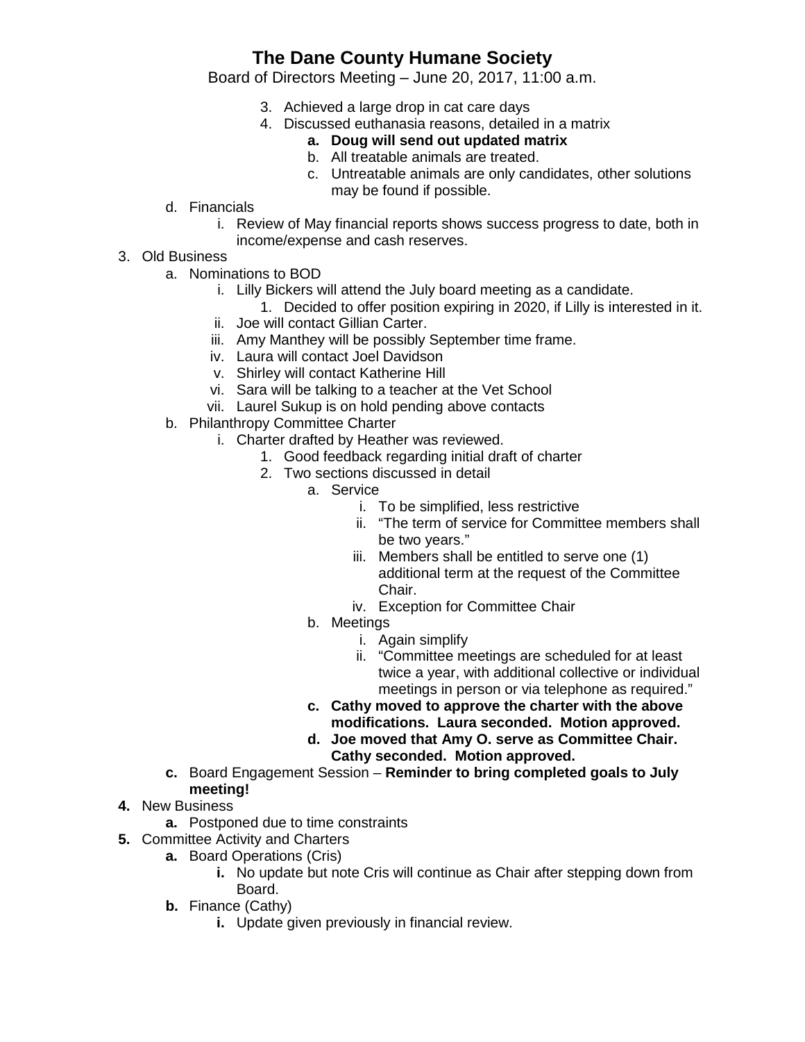# The Dane County Humane Society

Board of Directors Meeting – June 20, 2017, 11:00 a.m.

3. Achieved a large drop in cat care days
4. Discussed euthanasia reasons, detailed in a matrix
   - a. **Doug will send out updated matrix**
   - b. All treatable animals are treated.
   - c. Untreatable animals are only candidates, other solutions may be found if possible.

- d. Financials
  - i. Review of May financial reports shows success progress to date, both in income/expense and cash reserves.

3. Old Business
   - a. Nominations to BOD
     - i. Lilly Bickers will attend the July board meeting as a candidate.
       1. Decided to offer position expiring in 2020, if Lilly is interested in it.
     - ii. Joe will contact Gillian Carter.
     - iii. Amy Manthey will be possibly September time frame.
     - iv. Laura will contact Joel Davidson
     - v. Shirley will contact Katherine Hill
     - vi. Sara will be talking to a teacher at the Vet School
     - vii. Laurel Sukup is on hold pending above contacts
   - b. Philanthropy Committee Charter
     - i. Charter drafted by Heather was reviewed.
       1. Good feedback regarding initial draft of charter
       2. Two sections discussed in detail
          - a. Service
            - i. To be simplified, less restrictive
            - ii. "The term of service for Committee members shall be two years."
            - iii. Members shall be entitled to serve one (1) additional term at the request of the Committee Chair.
            - iv. Exception for Committee Chair
          - b. Meetings
            - i. Again simplify
            - ii. "Committee meetings are scheduled for at least twice a year, with additional collective or individual meetings in person or via telephone as required."
          - **c. Cathy moved to approve the charter with the above modifications. Laura seconded. Motion approved.**
          - **d. Joe moved that Amy O. serve as Committee Chair. Cathy seconded. Motion approved.**
   - **c.** Board Engagement Session – **Reminder to bring completed goals to July meeting!**

**4.** New Business
   - **a.** Postponed due to time constraints

**5.** Committee Activity and Charters
   - **a.** Board Operations (Cris)
     - **i.** No update but note Cris will continue as Chair after stepping down from Board.
   - **b.** Finance (Cathy)
     - **i.** Update given previously in financial review.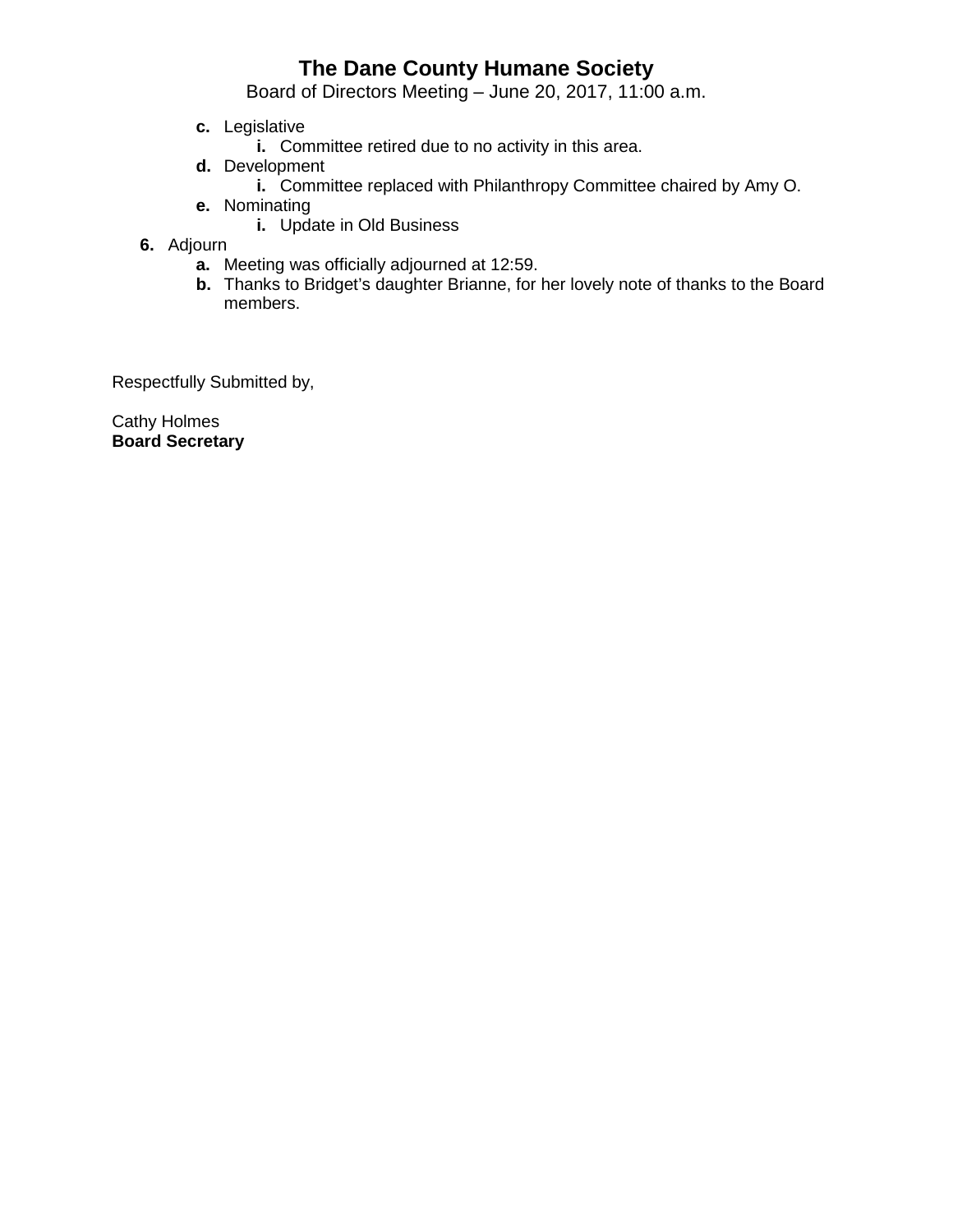c. Legislative
    i. Committee retired due to no activity in this area.
d. Development
    i. Committee replaced with Philanthropy Committee chaired by Amy O.
e. Nominating
    i. Update in Old Business

6. Adjourn
    a. Meeting was officially adjourned at 12:59.
    b. Thanks to Bridget's daughter Brianne, for her lovely note of thanks to the Board members.

Respectfully Submitted by,

Cathy Holmes
**Board Secretary**